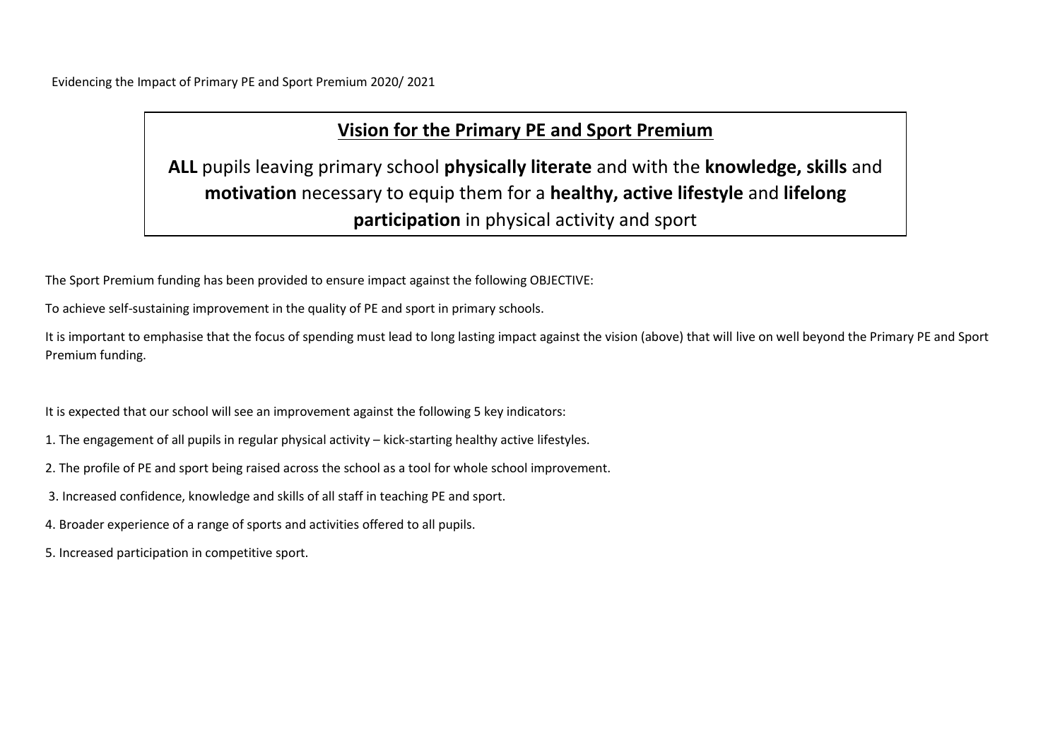Evidencing the Impact of Primary PE and Sport Premium 2020/ 2021

## Vision for the Primary PE and Sport Premium

**ALL** pupils leaving primary school **physically literate** and with the **knowledge, skills** and **motivation** necessary to equip them for a **healthy, active lifestyle** and **lifelong participation** in physical activity and sport

The Sport Premium funding has been provided to ensure impact against the following OBJECTIVE:

To achieve self-sustaining improvement in the quality of PE and sport in primary schools.

It is important to emphasise that the focus of spending must lead to long lasting impact against the vision (above) that will live on well beyond the Primary PE and Sport Premium funding.

It is expected that our school will see an improvement against the following 5 key indicators:

1. The engagement of all pupils in regular physical activity – kick-starting healthy active lifestyles.
2. The profile of PE and sport being raised across the school as a tool for whole school improvement.
3. Increased confidence, knowledge and skills of all staff in teaching PE and sport.
4. Broader experience of a range of sports and activities offered to all pupils.
5. Increased participation in competitive sport.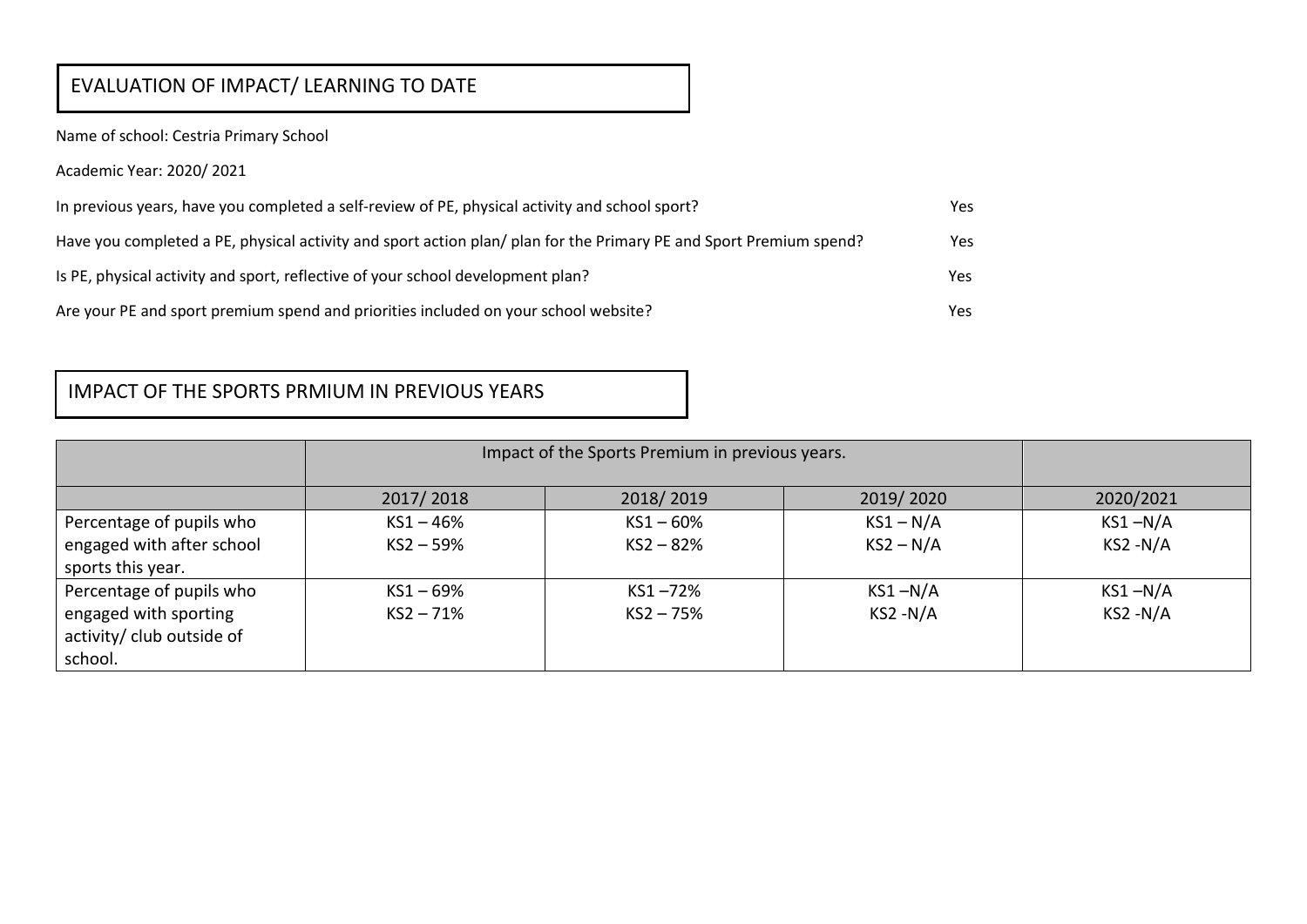## EVALUATION OF IMPACT/ LEARNING TO DATE

Name of school: Cestria Primary School

Academic Year: 2020/ 2021

| | |
|---|---|
| In previous years, have you completed a self-review of PE, physical activity and school sport? | Yes |
| Have you completed a PE, physical activity and sport action plan/ plan for the Primary PE and Sport Premium spend? | Yes |
| Is PE, physical activity and sport, reflective of your school development plan? | Yes |
| Are your PE and sport premium spend and priorities included on your school website? | Yes |

## IMPACT OF THE SPORTS PRMIUM IN PREVIOUS YEARS

| | Impact of the Sports Premium in previous years. | | | |
|---|---|---|---|---|
| | 2017/ 2018 | 2018/ 2019 | 2019/ 2020 | 2020/2021 |
| Percentage of pupils who engaged with after school sports this year. | KS1 – 46%<br>KS2 – 59% | KS1 – 60%<br>KS2 – 82% | KS1 – N/A<br>KS2 – N/A | KS1 –N/A<br>KS2 -N/A |
| Percentage of pupils who engaged with sporting activity/ club outside of school. | KS1 – 69%<br>KS2 – 71% | KS1 –72%<br>KS2 – 75% | KS1 –N/A<br>KS2 -N/A | KS1 –N/A<br>KS2 -N/A |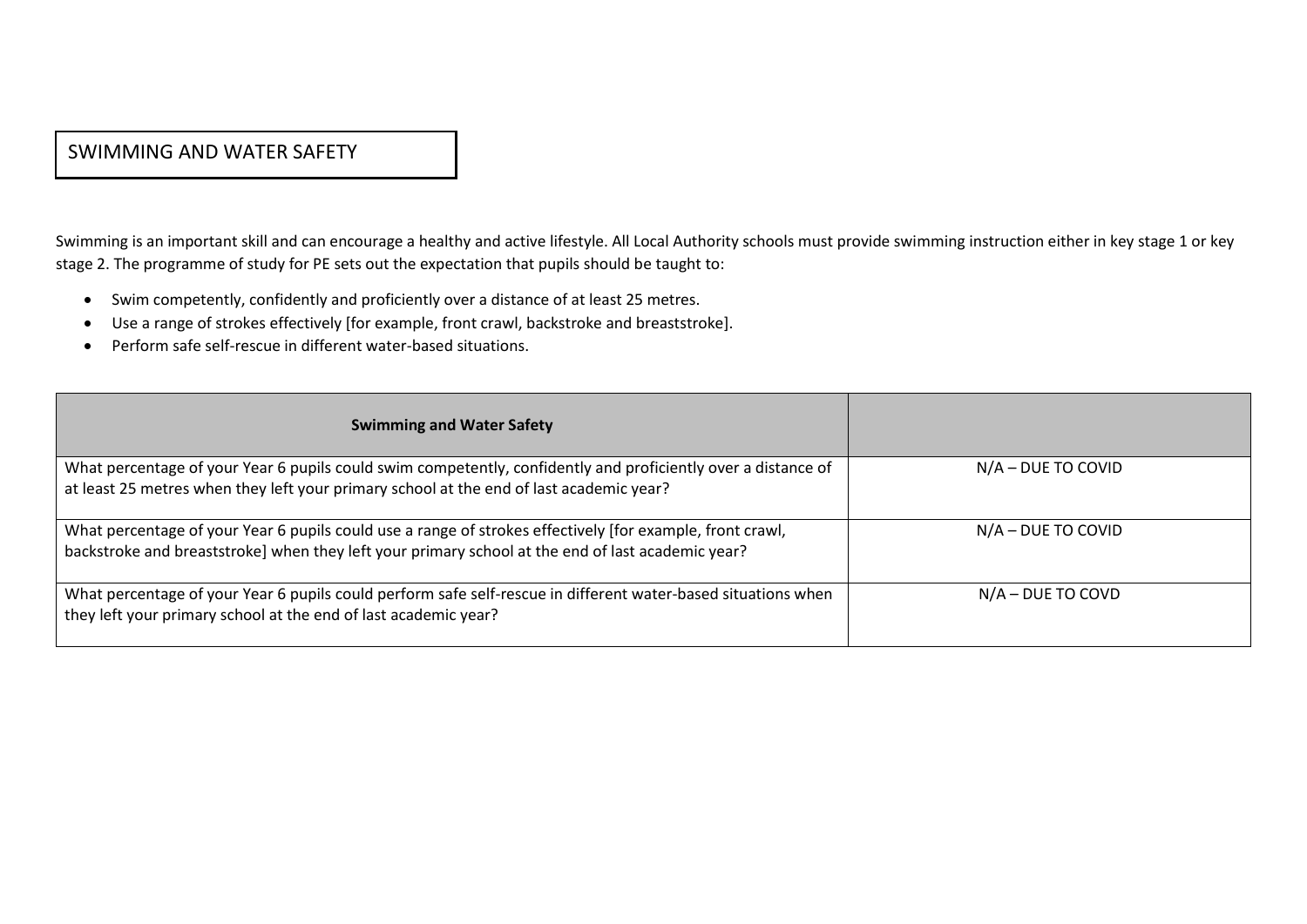# SWIMMING AND WATER SAFETY

Swimming is an important skill and can encourage a healthy and active lifestyle. All Local Authority schools must provide swimming instruction either in key stage 1 or key stage 2. The programme of study for PE sets out the expectation that pupils should be taught to:

- Swim competently, confidently and proficiently over a distance of at least 25 metres.
- Use a range of strokes effectively [for example, front crawl, backstroke and breaststroke].
- Perform safe self-rescue in different water-based situations.

| **Swimming and Water Safety** | |
|---|---|
| What percentage of your Year 6 pupils could swim competently, confidently and proficiently over a distance of at least 25 metres when they left your primary school at the end of last academic year? | N/A – DUE TO COVID |
| What percentage of your Year 6 pupils could use a range of strokes effectively [for example, front crawl, backstroke and breaststroke] when they left your primary school at the end of last academic year? | N/A – DUE TO COVID |
| What percentage of your Year 6 pupils could perform safe self-rescue in different water-based situations when they left your primary school at the end of last academic year? | N/A – DUE TO COVD |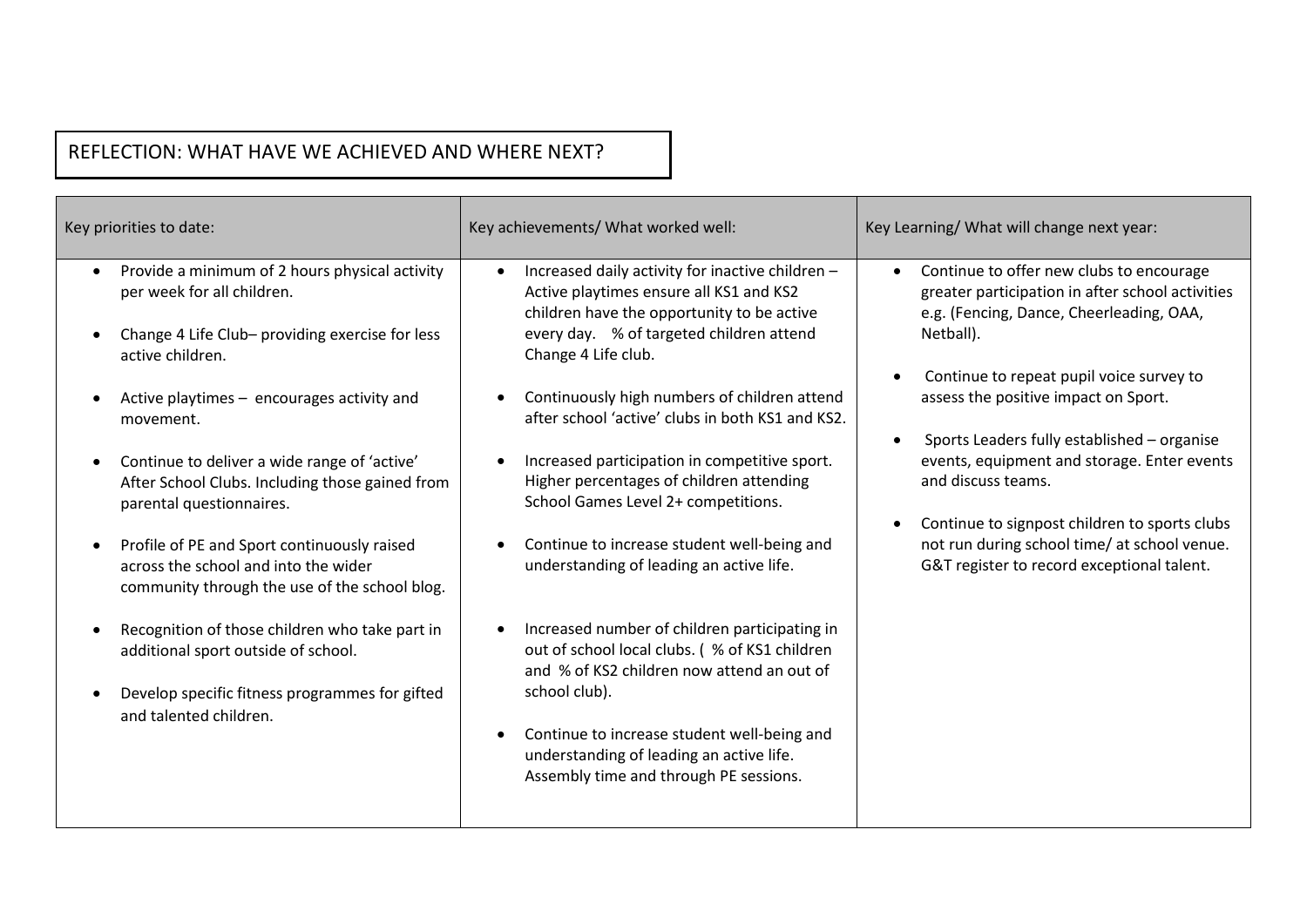## REFLECTION: WHAT HAVE WE ACHIEVED AND WHERE NEXT?

| Key priorities to date: | Key achievements/ What worked well: | Key Learning/ What will change next year: |
| --- | --- | --- |
| • Provide a minimum of 2 hours physical activity per week for all children.<br><br>• Change 4 Life Club– providing exercise for less active children.<br><br>• Active playtimes – encourages activity and movement.<br><br>• Continue to deliver a wide range of 'active' After School Clubs. Including those gained from parental questionnaires.<br><br>• Profile of PE and Sport continuously raised across the school and into the wider community through the use of the school blog.<br><br>• Recognition of those children who take part in additional sport outside of school.<br><br>• Develop specific fitness programmes for gifted and talented children. | • Increased daily activity for inactive children – Active playtimes ensure all KS1 and KS2 children have the opportunity to be active every day. % of targeted children attend Change 4 Life club.<br><br>• Continuously high numbers of children attend after school 'active' clubs in both KS1 and KS2.<br><br>• Increased participation in competitive sport. Higher percentages of children attending School Games Level 2+ competitions.<br><br>• Continue to increase student well-being and understanding of leading an active life.<br><br>• Increased number of children participating in out of school local clubs. ( % of KS1 children and % of KS2 children now attend an out of school club).<br><br>• Continue to increase student well-being and understanding of leading an active life. Assembly time and through PE sessions. | • Continue to offer new clubs to encourage greater participation in after school activities e.g. (Fencing, Dance, Cheerleading, OAA, Netball).<br><br>• Continue to repeat pupil voice survey to assess the positive impact on Sport.<br><br>• Sports Leaders fully established – organise events, equipment and storage. Enter events and discuss teams.<br><br>• Continue to signpost children to sports clubs not run during school time/ at school venue. G&T register to record exceptional talent. |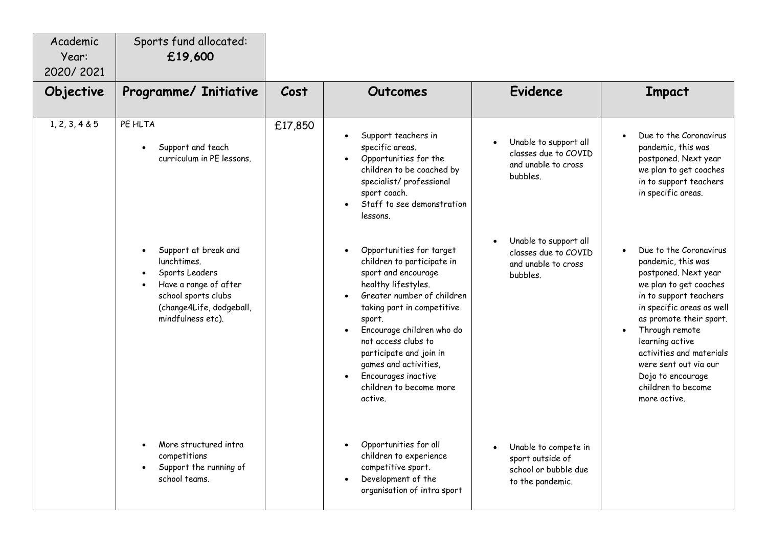| Academic Year: 2020/ 2021 | Sports fund allocated: **£19,600** | | | | |
|---|---|---|---|---|---|
| **Objective** | **Programme/ Initiative** | **Cost** | **Outcomes** | **Evidence** | **Impact** |
| 1, 2, 3, 4 & 5 | PE HLTA<br>• Support and teach curriculum in PE lessons. | £17,850 | • Support teachers in specific areas.<br>• Opportunities for the children to be coached by specialist/ professional sport coach.<br>• Staff to see demonstration lessons. | • Unable to support all classes due to COVID and unable to cross bubbles. | • Due to the Coronavirus pandemic, this was postponed. Next year we plan to get coaches in to support teachers in specific areas. |
| | • Support at break and lunchtimes.<br>• Sports Leaders<br>• Have a range of after school sports clubs (change4Life, dodgeball, mindfulness etc). | | • Opportunities for target children to participate in sport and encourage healthy lifestyles.<br>• Greater number of children taking part in competitive sport.<br>• Encourage children who do not access clubs to participate and join in games and activities,<br>• Encourages inactive children to become more active. | • Unable to support all classes due to COVID and unable to cross bubbles. | • Due to the Coronavirus pandemic, this was postponed. Next year we plan to get coaches in to support teachers in specific areas as well as promote their sport.<br>• Through remote learning active activities and materials were sent out via our Dojo to encourage children to become more active. |
| | • More structured intra competitions<br>• Support the running of school teams. | | • Opportunities for all children to experience competitive sport.<br>• Development of the organisation of intra sport | • Unable to compete in sport outside of school or bubble due to the pandemic. | |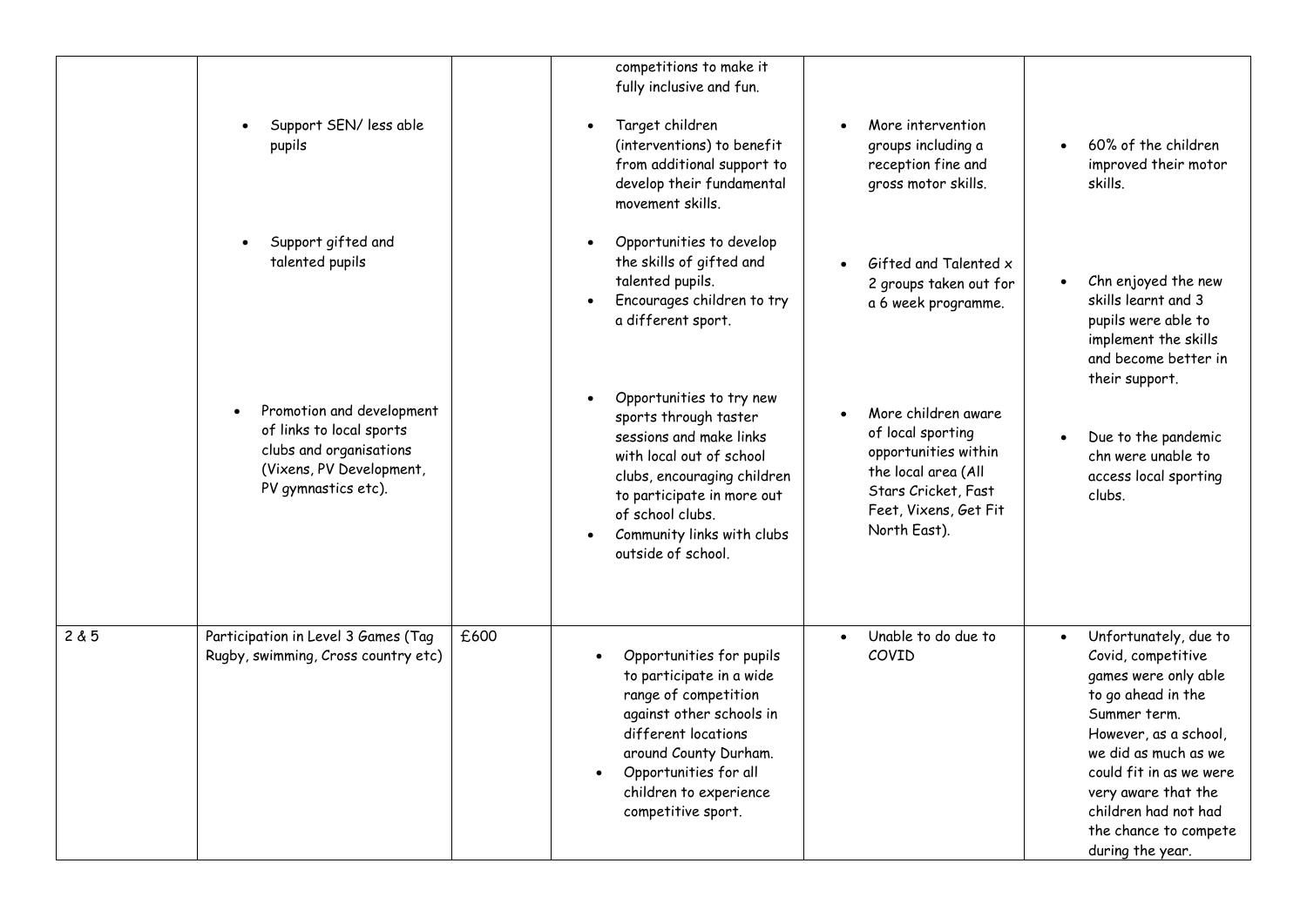| | | | | | |
|---|---|---|---|---|---|
| | <ul><li>Support SEN/ less able pupils</li><li>Support gifted and talented pupils</li><li>Promotion and development of links to local sports clubs and organisations (Vixens, PV Development, PV gymnastics etc).</li></ul> | | competitions to make it fully inclusive and fun.<ul><li>Target children (interventions) to benefit from additional support to develop their fundamental movement skills.</li><li>Opportunities to develop the skills of gifted and talented pupils.</li><li>Encourages children to try a different sport.</li><li>Opportunities to try new sports through taster sessions and make links with local out of school clubs, encouraging children to participate in more out of school clubs.</li><li>Community links with clubs outside of school.</li></ul> | <ul><li>More intervention groups including a reception fine and gross motor skills.</li><li>Gifted and Talented x 2 groups taken out for a 6 week programme.</li><li>More children aware of local sporting opportunities within the local area (All Stars Cricket, Fast Feet, Vixens, Get Fit North East).</li></ul> | <ul><li>60% of the children improved their motor skills.</li><li>Chn enjoyed the new skills learnt and 3 pupils were able to implement the skills and become better in their support.</li><li>Due to the pandemic chn were unable to access local sporting clubs.</li></ul> |
| 2 & 5 | Participation in Level 3 Games (Tag Rugby, swimming, Cross country etc) | £600 | <ul><li>Opportunities for pupils to participate in a wide range of competition against other schools in different locations around County Durham.</li><li>Opportunities for all children to experience competitive sport.</li></ul> | <ul><li>Unable to do due to COVID</li></ul> | <ul><li>Unfortunately, due to Covid, competitive games were only able to go ahead in the Summer term. However, as a school, we did as much as we could fit in as we were very aware that the children had not had the chance to compete during the year.</li></ul> |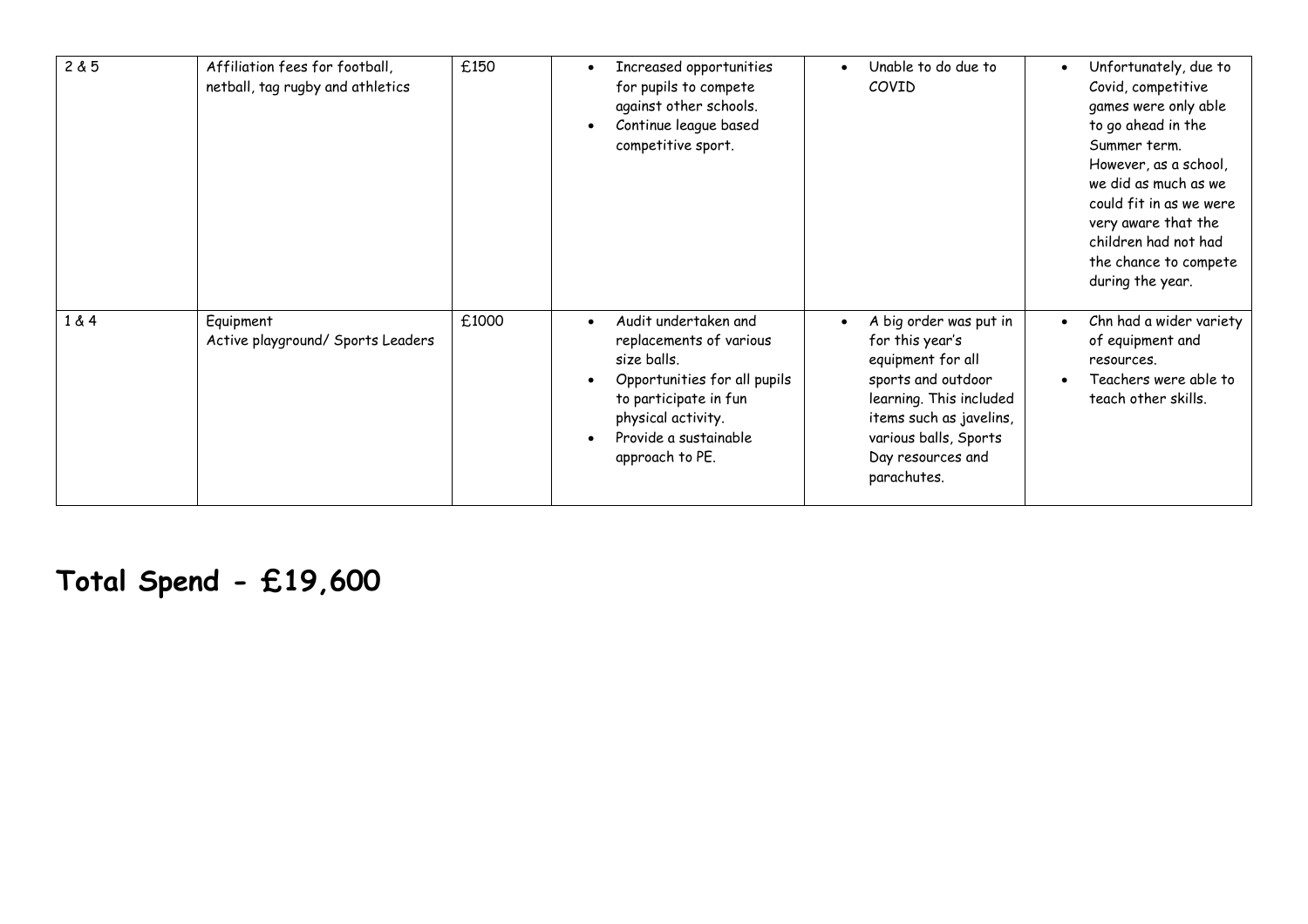| | | | | | |
|---|---|---|---|---|---|
| 2 & 5 | Affiliation fees for football, netball, tag rugby and athletics | £150 | • Increased opportunities for pupils to compete against other schools.<br>• Continue league based competitive sport. | • Unable to do due to COVID | • Unfortunately, due to Covid, competitive games were only able to go ahead in the Summer term. However, as a school, we did as much as we could fit in as we were very aware that the children had not had the chance to compete during the year. |
| 1 & 4 | Equipment<br>Active playground/ Sports Leaders | £1000 | • Audit undertaken and replacements of various size balls.<br>• Opportunities for all pupils to participate in fun physical activity.<br>• Provide a sustainable approach to PE. | • A big order was put in for this year's equipment for all sports and outdoor learning. This included items such as javelins, various balls, Sports Day resources and parachutes. | • Chn had a wider variety of equipment and resources.<br>• Teachers were able to teach other skills. |

# Total Spend - £19,600